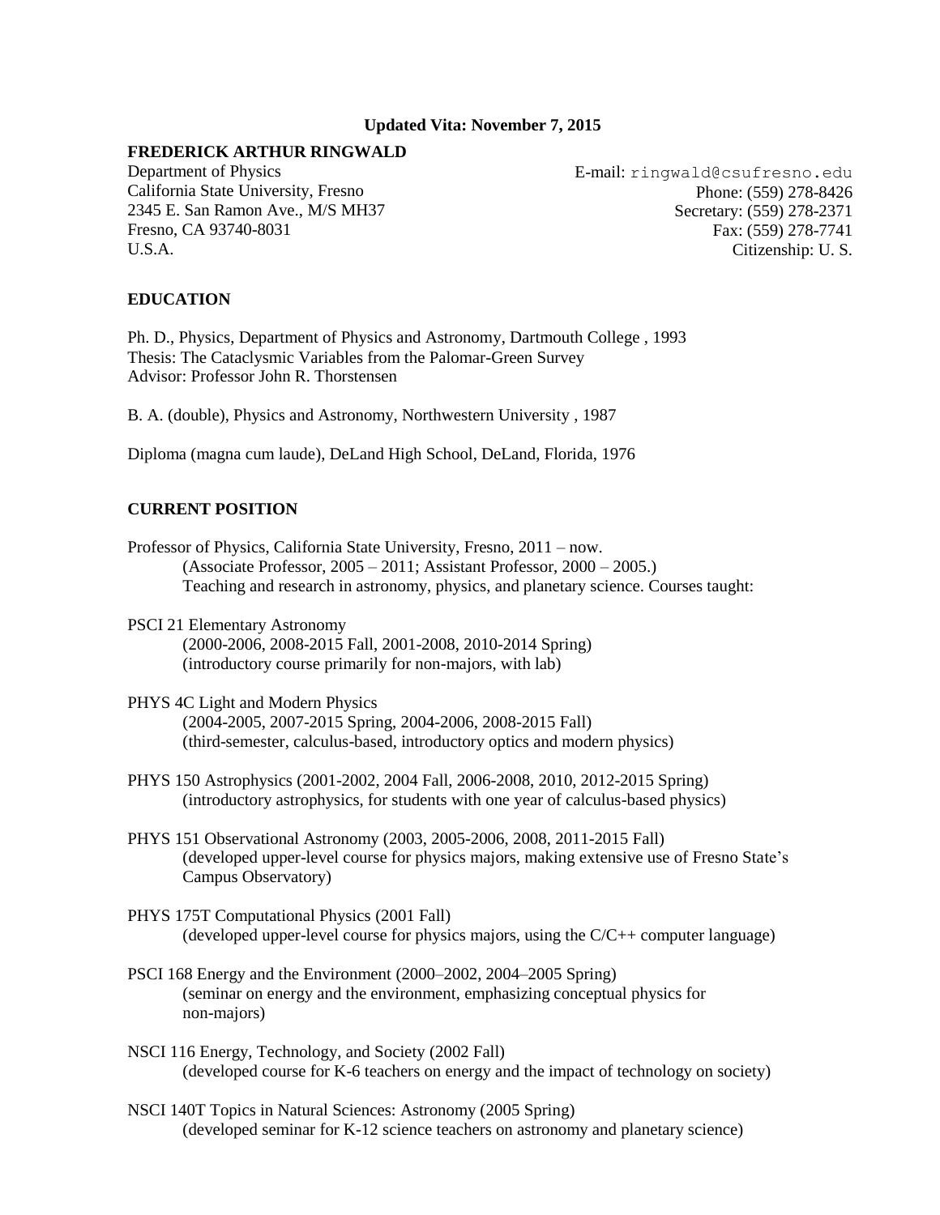**Updated Vita: November 7, 2015**

**FREDERICK ARTHUR RINGWALD**

Department of Physics
California State University, Fresno
2345 E. San Ramon Ave., M/S MH37
Fresno, CA 93740-8031
U.S.A.

E-mail: ringwald@csufresno.edu
Phone: (559) 278-8426
Secretary: (559) 278-2371
Fax: (559) 278-7741
Citizenship: U. S.

## EDUCATION

Ph. D., Physics, Department of Physics and Astronomy, Dartmouth College , 1993
Thesis: The Cataclysmic Variables from the Palomar-Green Survey
Advisor: Professor John R. Thorstensen

B. A. (double), Physics and Astronomy, Northwestern University , 1987

Diploma (magna cum laude), DeLand High School, DeLand, Florida, 1976

## CURRENT POSITION

Professor of Physics, California State University, Fresno, 2011 – now.
(Associate Professor, 2005 – 2011; Assistant Professor, 2000 – 2005.)
Teaching and research in astronomy, physics, and planetary science. Courses taught:

PSCI 21 Elementary Astronomy
(2000-2006, 2008-2015 Fall, 2001-2008, 2010-2014 Spring)
(introductory course primarily for non-majors, with lab)

PHYS 4C Light and Modern Physics
(2004-2005, 2007-2015 Spring, 2004-2006, 2008-2015 Fall)
(third-semester, calculus-based, introductory optics and modern physics)

PHYS 150 Astrophysics (2001-2002, 2004 Fall, 2006-2008, 2010, 2012-2015 Spring)
(introductory astrophysics, for students with one year of calculus-based physics)

PHYS 151 Observational Astronomy (2003, 2005-2006, 2008, 2011-2015 Fall)
(developed upper-level course for physics majors, making extensive use of Fresno State's Campus Observatory)

PHYS 175T Computational Physics (2001 Fall)
(developed upper-level course for physics majors, using the C/C++ computer language)

PSCI 168 Energy and the Environment (2000–2002, 2004–2005 Spring)
(seminar on energy and the environment, emphasizing conceptual physics for non-majors)

NSCI 116 Energy, Technology, and Society (2002 Fall)
(developed course for K-6 teachers on energy and the impact of technology on society)

NSCI 140T Topics in Natural Sciences: Astronomy (2005 Spring)
(developed seminar for K-12 science teachers on astronomy and planetary science)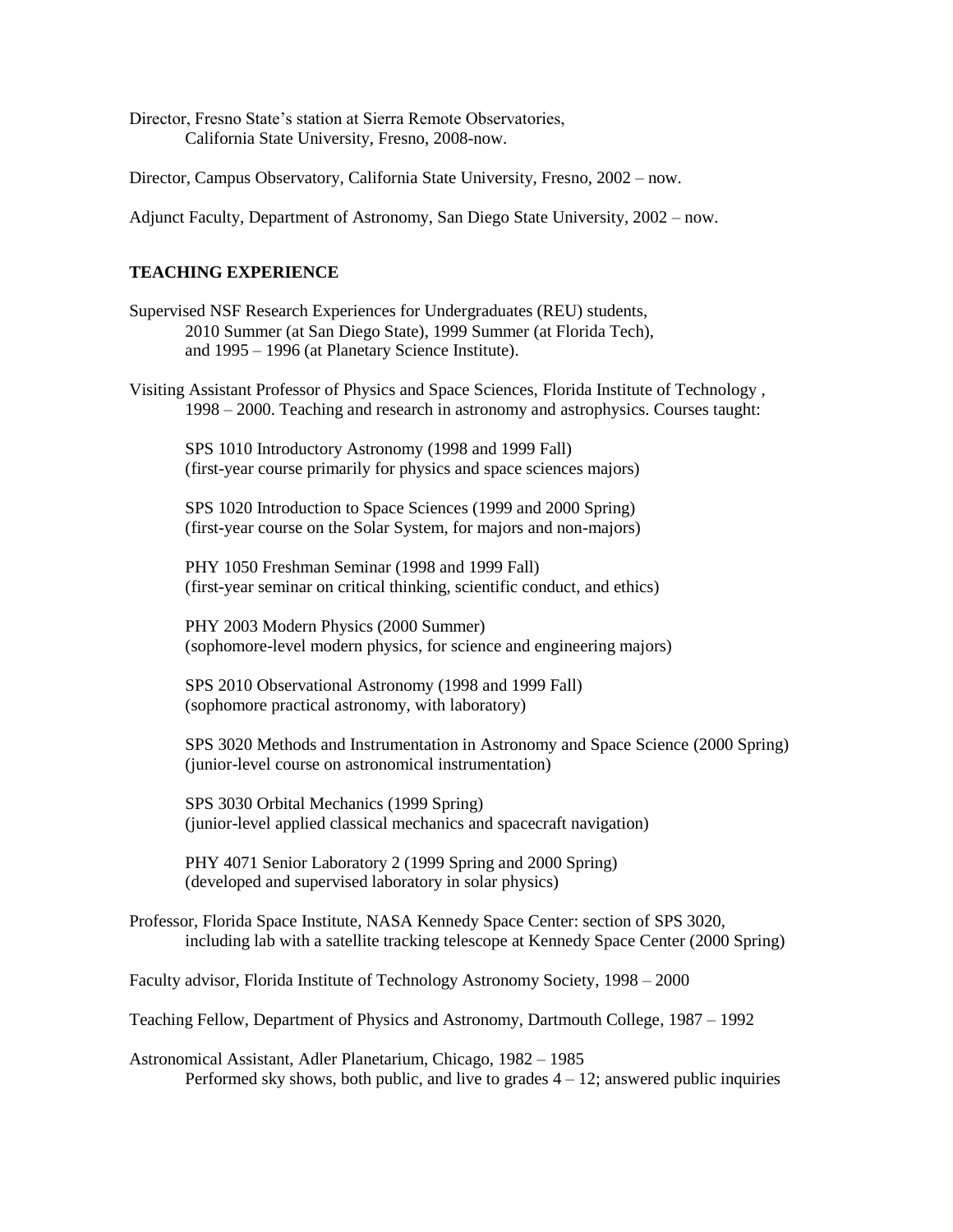Director, Fresno State's station at Sierra Remote Observatories,
California State University, Fresno, 2008-now.

Director, Campus Observatory, California State University, Fresno, 2002 – now.

Adjunct Faculty, Department of Astronomy, San Diego State University, 2002 – now.

## TEACHING EXPERIENCE

Supervised NSF Research Experiences for Undergraduates (REU) students,
2010 Summer (at San Diego State), 1999 Summer (at Florida Tech),
and 1995 – 1996 (at Planetary Science Institute).

Visiting Assistant Professor of Physics and Space Sciences, Florida Institute of Technology ,
1998 – 2000. Teaching and research in astronomy and astrophysics. Courses taught:

SPS 1010 Introductory Astronomy (1998 and 1999 Fall)
(first-year course primarily for physics and space sciences majors)

SPS 1020 Introduction to Space Sciences (1999 and 2000 Spring)
(first-year course on the Solar System, for majors and non-majors)

PHY 1050 Freshman Seminar (1998 and 1999 Fall)
(first-year seminar on critical thinking, scientific conduct, and ethics)

PHY 2003 Modern Physics (2000 Summer)
(sophomore-level modern physics, for science and engineering majors)

SPS 2010 Observational Astronomy (1998 and 1999 Fall)
(sophomore practical astronomy, with laboratory)

SPS 3020 Methods and Instrumentation in Astronomy and Space Science (2000 Spring)
(junior-level course on astronomical instrumentation)

SPS 3030 Orbital Mechanics (1999 Spring)
(junior-level applied classical mechanics and spacecraft navigation)

PHY 4071 Senior Laboratory 2 (1999 Spring and 2000 Spring)
(developed and supervised laboratory in solar physics)

Professor, Florida Space Institute, NASA Kennedy Space Center: section of SPS 3020,
including lab with a satellite tracking telescope at Kennedy Space Center (2000 Spring)

Faculty advisor, Florida Institute of Technology Astronomy Society, 1998 – 2000

Teaching Fellow, Department of Physics and Astronomy, Dartmouth College, 1987 – 1992

Astronomical Assistant, Adler Planetarium, Chicago, 1982 – 1985
Performed sky shows, both public, and live to grades 4 – 12; answered public inquiries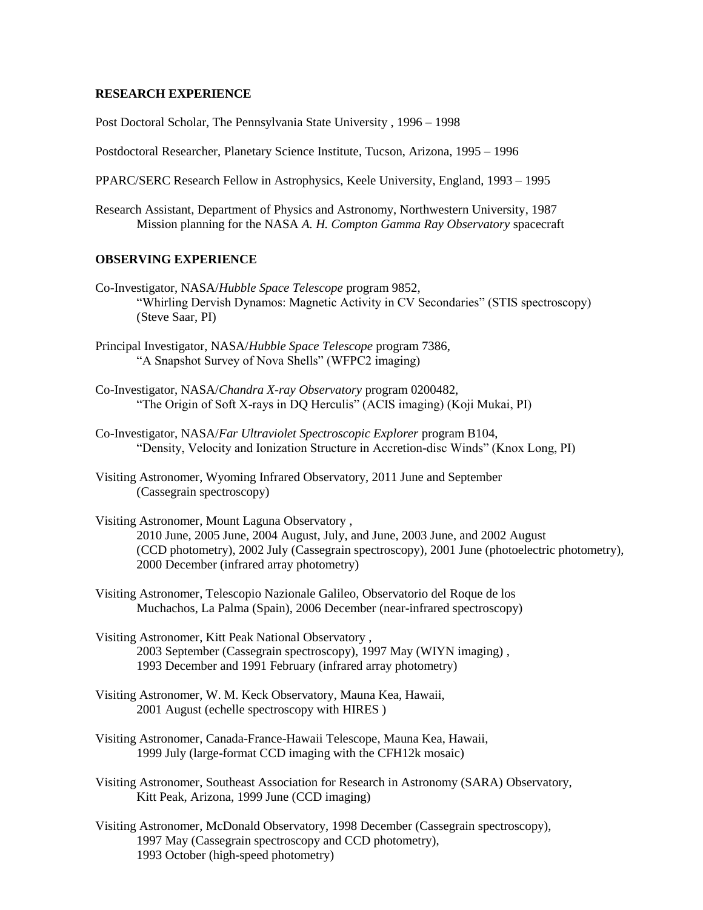## RESEARCH EXPERIENCE

Post Doctoral Scholar, The Pennsylvania State University , 1996 – 1998

Postdoctoral Researcher, Planetary Science Institute, Tucson, Arizona, 1995 – 1996

PPARC/SERC Research Fellow in Astrophysics, Keele University, England, 1993 – 1995

Research Assistant, Department of Physics and Astronomy, Northwestern University, 1987
    Mission planning for the NASA *A. H. Compton Gamma Ray Observatory* spacecraft

## OBSERVING EXPERIENCE

Co-Investigator, NASA/*Hubble Space Telescope* program 9852,
    "Whirling Dervish Dynamos: Magnetic Activity in CV Secondaries" (STIS spectroscopy)
    (Steve Saar, PI)

Principal Investigator, NASA/*Hubble Space Telescope* program 7386,
    "A Snapshot Survey of Nova Shells" (WFPC2 imaging)

Co-Investigator, NASA/*Chandra X-ray Observatory* program 0200482,
    "The Origin of Soft X-rays in DQ Herculis" (ACIS imaging) (Koji Mukai, PI)

Co-Investigator, NASA/*Far Ultraviolet Spectroscopic Explorer* program B104,
    "Density, Velocity and Ionization Structure in Accretion-disc Winds" (Knox Long, PI)

Visiting Astronomer, Wyoming Infrared Observatory, 2011 June and September
    (Cassegrain spectroscopy)

Visiting Astronomer, Mount Laguna Observatory ,
    2010 June, 2005 June, 2004 August, July, and June, 2003 June, and 2002 August
    (CCD photometry), 2002 July (Cassegrain spectroscopy), 2001 June (photoelectric photometry),
    2000 December (infrared array photometry)

Visiting Astronomer, Telescopio Nazionale Galileo, Observatorio del Roque de los
    Muchachos, La Palma (Spain), 2006 December (near-infrared spectroscopy)

Visiting Astronomer, Kitt Peak National Observatory ,
    2003 September (Cassegrain spectroscopy), 1997 May (WIYN imaging) ,
    1993 December and 1991 February (infrared array photometry)

Visiting Astronomer, W. M. Keck Observatory, Mauna Kea, Hawaii,
    2001 August (echelle spectroscopy with HIRES )

Visiting Astronomer, Canada-France-Hawaii Telescope, Mauna Kea, Hawaii,
    1999 July (large-format CCD imaging with the CFH12k mosaic)

Visiting Astronomer, Southeast Association for Research in Astronomy (SARA) Observatory,
    Kitt Peak, Arizona, 1999 June (CCD imaging)

Visiting Astronomer, McDonald Observatory, 1998 December (Cassegrain spectroscopy),
    1997 May (Cassegrain spectroscopy and CCD photometry),
    1993 October (high-speed photometry)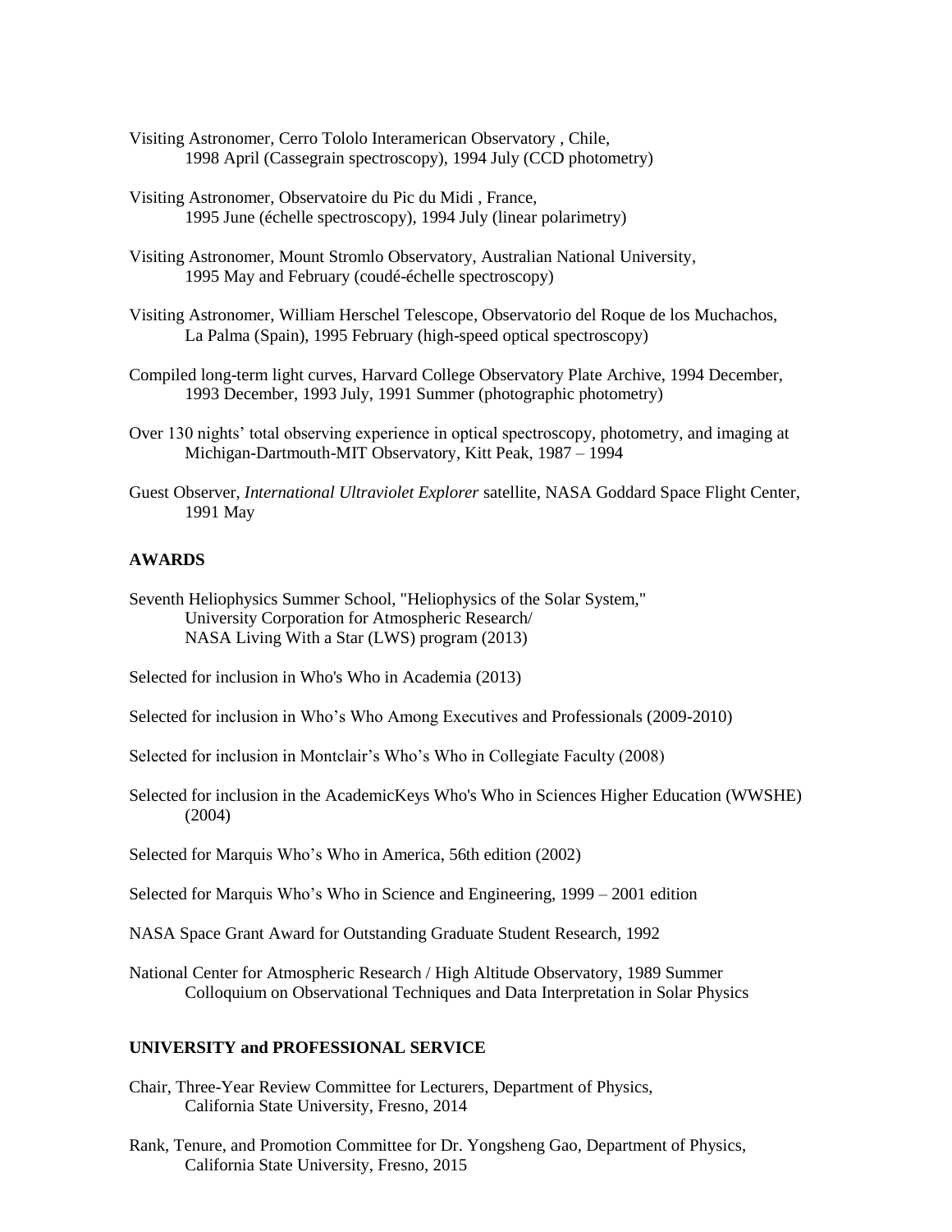Visiting Astronomer, Cerro Tololo Interamerican Observatory , Chile,
1998 April (Cassegrain spectroscopy), 1994 July (CCD photometry)

Visiting Astronomer, Observatoire du Pic du Midi , France,
1995 June (échelle spectroscopy), 1994 July (linear polarimetry)

Visiting Astronomer, Mount Stromlo Observatory, Australian National University,
1995 May and February (coudé-échelle spectroscopy)

Visiting Astronomer, William Herschel Telescope, Observatorio del Roque de los Muchachos,
La Palma (Spain), 1995 February (high-speed optical spectroscopy)

Compiled long-term light curves, Harvard College Observatory Plate Archive, 1994 December,
1993 December, 1993 July, 1991 Summer (photographic photometry)

Over 130 nights' total observing experience in optical spectroscopy, photometry, and imaging at
Michigan-Dartmouth-MIT Observatory, Kitt Peak, 1987 – 1994

Guest Observer, *International Ultraviolet Explorer* satellite, NASA Goddard Space Flight Center,
1991 May

## AWARDS

Seventh Heliophysics Summer School, "Heliophysics of the Solar System,"
University Corporation for Atmospheric Research/
NASA Living With a Star (LWS) program (2013)

Selected for inclusion in Who's Who in Academia (2013)

Selected for inclusion in Who's Who Among Executives and Professionals (2009-2010)

Selected for inclusion in Montclair's Who's Who in Collegiate Faculty (2008)

Selected for inclusion in the AcademicKeys Who's Who in Sciences Higher Education (WWSHE)
(2004)

Selected for Marquis Who's Who in America, 56th edition (2002)

Selected for Marquis Who's Who in Science and Engineering, 1999 – 2001 edition

NASA Space Grant Award for Outstanding Graduate Student Research, 1992

National Center for Atmospheric Research / High Altitude Observatory, 1989 Summer
Colloquium on Observational Techniques and Data Interpretation in Solar Physics

## UNIVERSITY and PROFESSIONAL SERVICE

Chair, Three-Year Review Committee for Lecturers, Department of Physics,
California State University, Fresno, 2014

Rank, Tenure, and Promotion Committee for Dr. Yongsheng Gao, Department of Physics,
California State University, Fresno, 2015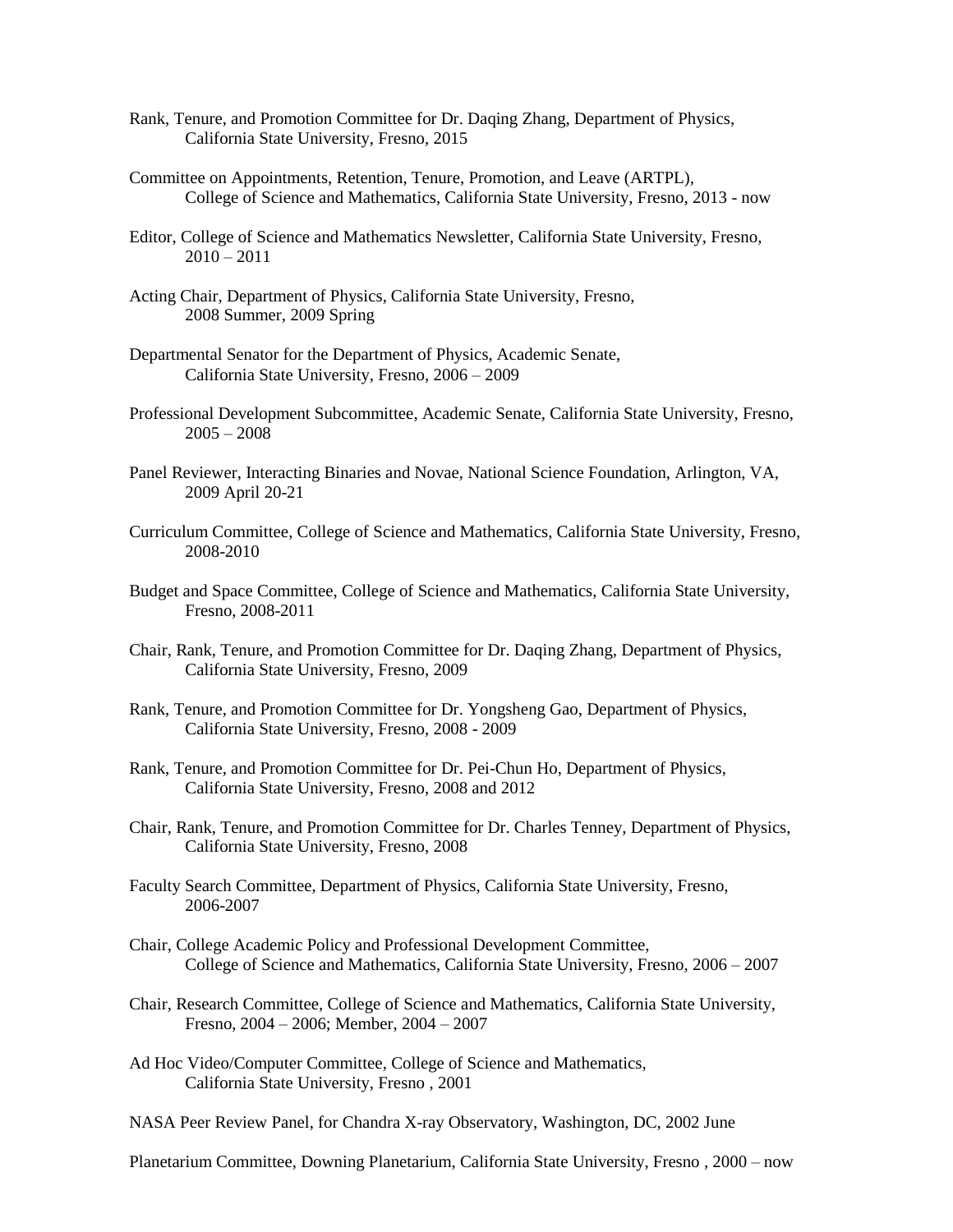Rank, Tenure, and Promotion Committee for Dr. Daqing Zhang, Department of Physics, California State University, Fresno, 2015

Committee on Appointments, Retention, Tenure, Promotion, and Leave (ARTPL), College of Science and Mathematics, California State University, Fresno, 2013 - now

Editor, College of Science and Mathematics Newsletter, California State University, Fresno, 2010 – 2011

Acting Chair, Department of Physics, California State University, Fresno, 2008 Summer, 2009 Spring

Departmental Senator for the Department of Physics, Academic Senate, California State University, Fresno, 2006 – 2009

Professional Development Subcommittee, Academic Senate, California State University, Fresno, 2005 – 2008

Panel Reviewer, Interacting Binaries and Novae, National Science Foundation, Arlington, VA, 2009 April 20-21

Curriculum Committee, College of Science and Mathematics, California State University, Fresno, 2008-2010

Budget and Space Committee, College of Science and Mathematics, California State University, Fresno, 2008-2011

Chair, Rank, Tenure, and Promotion Committee for Dr. Daqing Zhang, Department of Physics, California State University, Fresno, 2009

Rank, Tenure, and Promotion Committee for Dr. Yongsheng Gao, Department of Physics, California State University, Fresno, 2008 - 2009

Rank, Tenure, and Promotion Committee for Dr. Pei-Chun Ho, Department of Physics, California State University, Fresno, 2008 and 2012

Chair, Rank, Tenure, and Promotion Committee for Dr. Charles Tenney, Department of Physics, California State University, Fresno, 2008

Faculty Search Committee, Department of Physics, California State University, Fresno, 2006-2007

Chair, College Academic Policy and Professional Development Committee, College of Science and Mathematics, California State University, Fresno, 2006 – 2007

Chair, Research Committee, College of Science and Mathematics, California State University, Fresno, 2004 – 2006; Member, 2004 – 2007

Ad Hoc Video/Computer Committee, College of Science and Mathematics, California State University, Fresno , 2001

NASA Peer Review Panel, for Chandra X-ray Observatory, Washington, DC, 2002 June

Planetarium Committee, Downing Planetarium, California State University, Fresno , 2000 – now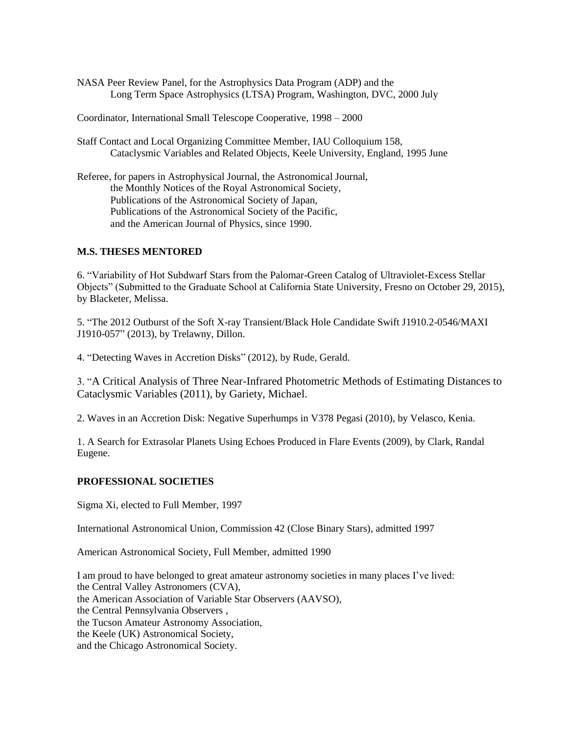NASA Peer Review Panel, for the Astrophysics Data Program (ADP) and the
Long Term Space Astrophysics (LTSA) Program, Washington, DVC, 2000 July

Coordinator, International Small Telescope Cooperative, 1998 – 2000

Staff Contact and Local Organizing Committee Member, IAU Colloquium 158,
Cataclysmic Variables and Related Objects, Keele University, England, 1995 June

Referee, for papers in Astrophysical Journal, the Astronomical Journal,
the Monthly Notices of the Royal Astronomical Society,
Publications of the Astronomical Society of Japan,
Publications of the Astronomical Society of the Pacific,
and the American Journal of Physics, since 1990.

**M.S. THESES MENTORED**

6. "Variability of Hot Subdwarf Stars from the Palomar-Green Catalog of Ultraviolet-Excess Stellar Objects" (Submitted to the Graduate School at California State University, Fresno on October 29, 2015), by Blacketer, Melissa.

5. "The 2012 Outburst of the Soft X-ray Transient/Black Hole Candidate Swift J1910.2-0546/MAXI J1910-057" (2013), by Trelawny, Dillon.

4. "Detecting Waves in Accretion Disks" (2012), by Rude, Gerald.

3. "A Critical Analysis of Three Near-Infrared Photometric Methods of Estimating Distances to Cataclysmic Variables (2011), by Gariety, Michael.

2. Waves in an Accretion Disk: Negative Superhumps in V378 Pegasi (2010), by Velasco, Kenia.

1. A Search for Extrasolar Planets Using Echoes Produced in Flare Events (2009), by Clark, Randal Eugene.

**PROFESSIONAL SOCIETIES**

Sigma Xi, elected to Full Member, 1997

International Astronomical Union, Commission 42 (Close Binary Stars), admitted 1997

American Astronomical Society, Full Member, admitted 1990

I am proud to have belonged to great amateur astronomy societies in many places I've lived:
the Central Valley Astronomers (CVA),
the American Association of Variable Star Observers (AAVSO),
the Central Pennsylvania Observers ,
the Tucson Amateur Astronomy Association,
the Keele (UK) Astronomical Society,
and the Chicago Astronomical Society.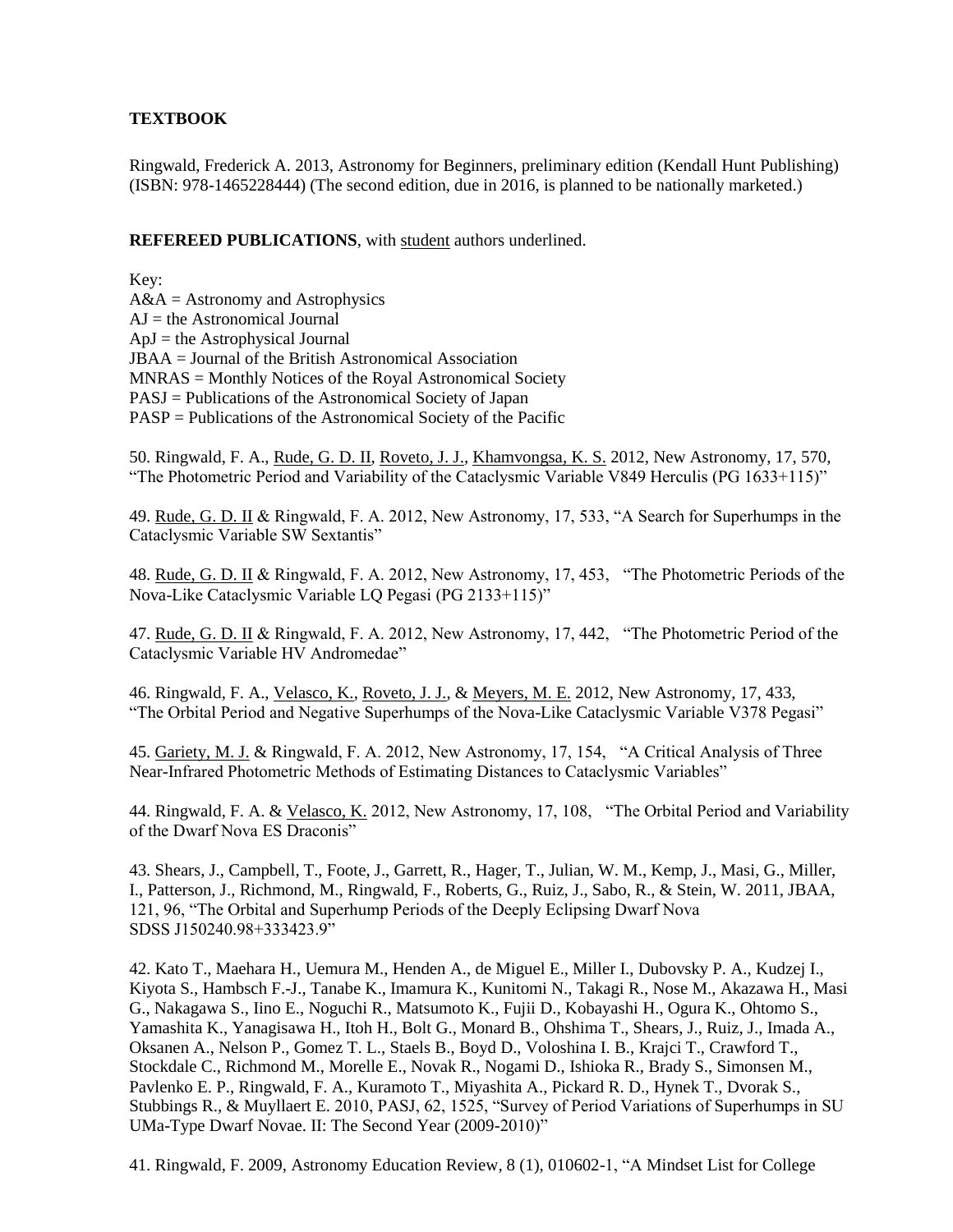**TEXTBOOK**

Ringwald, Frederick A. 2013, Astronomy for Beginners, preliminary edition (Kendall Hunt Publishing) (ISBN: 978-1465228444) (The second edition, due in 2016, is planned to be nationally marketed.)

**REFEREED PUBLICATIONS**, with <u>student</u> authors underlined.

Key:
A&A = Astronomy and Astrophysics
AJ = the Astronomical Journal
ApJ = the Astrophysical Journal
JBAA = Journal of the British Astronomical Association
MNRAS = Monthly Notices of the Royal Astronomical Society
PASJ = Publications of the Astronomical Society of Japan
PASP = Publications of the Astronomical Society of the Pacific

50. Ringwald, F. A., <u>Rude, G. D. II</u>, <u>Roveto, J. J.</u>, <u>Khamvongsa, K. S.</u> 2012, New Astronomy, 17, 570, "The Photometric Period and Variability of the Cataclysmic Variable V849 Herculis (PG 1633+115)"

49. <u>Rude, G. D. II</u> & Ringwald, F. A. 2012, New Astronomy, 17, 533, "A Search for Superhumps in the Cataclysmic Variable SW Sextantis"

48. <u>Rude, G. D. II</u> & Ringwald, F. A. 2012, New Astronomy, 17, 453, "The Photometric Periods of the Nova-Like Cataclysmic Variable LQ Pegasi (PG 2133+115)"

47. <u>Rude, G. D. II</u> & Ringwald, F. A. 2012, New Astronomy, 17, 442, "The Photometric Period of the Cataclysmic Variable HV Andromedae"

46. Ringwald, F. A., <u>Velasco, K.</u>, <u>Roveto, J. J.</u>, & <u>Meyers, M. E.</u> 2012, New Astronomy, 17, 433, "The Orbital Period and Negative Superhumps of the Nova-Like Cataclysmic Variable V378 Pegasi"

45. <u>Gariety, M. J.</u> & Ringwald, F. A. 2012, New Astronomy, 17, 154, "A Critical Analysis of Three Near-Infrared Photometric Methods of Estimating Distances to Cataclysmic Variables"

44. Ringwald, F. A. & <u>Velasco, K.</u> 2012, New Astronomy, 17, 108, "The Orbital Period and Variability of the Dwarf Nova ES Draconis"

43. Shears, J., Campbell, T., Foote, J., Garrett, R., Hager, T., Julian, W. M., Kemp, J., Masi, G., Miller, I., Patterson, J., Richmond, M., Ringwald, F., Roberts, G., Ruiz, J., Sabo, R., & Stein, W. 2011, JBAA, 121, 96, "The Orbital and Superhump Periods of the Deeply Eclipsing Dwarf Nova SDSS J150240.98+333423.9"

42. Kato T., Maehara H., Uemura M., Henden A., de Miguel E., Miller I., Dubovsky P. A., Kudzej I., Kiyota S., Hambsch F.-J., Tanabe K., Imamura K., Kunitomi N., Takagi R., Nose M., Akazawa H., Masi G., Nakagawa S., Iino E., Noguchi R., Matsumoto K., Fujii D., Kobayashi H., Ogura K., Ohtomo S., Yamashita K., Yanagisawa H., Itoh H., Bolt G., Monard B., Ohshima T., Shears, J., Ruiz, J., Imada A., Oksanen A., Nelson P., Gomez T. L., Staels B., Boyd D., Voloshina I. B., Krajci T., Crawford T., Stockdale C., Richmond M., Morelle E., Novak R., Nogami D., Ishioka R., Brady S., Simonsen M., Pavlenko E. P., Ringwald, F. A., Kuramoto T., Miyashita A., Pickard R. D., Hynek T., Dvorak S., Stubbings R., & Muyllaert E. 2010, PASJ, 62, 1525, "Survey of Period Variations of Superhumps in SU UMa-Type Dwarf Novae. II: The Second Year (2009-2010)"

41. Ringwald, F. 2009, Astronomy Education Review, 8 (1), 010602-1, "A Mindset List for College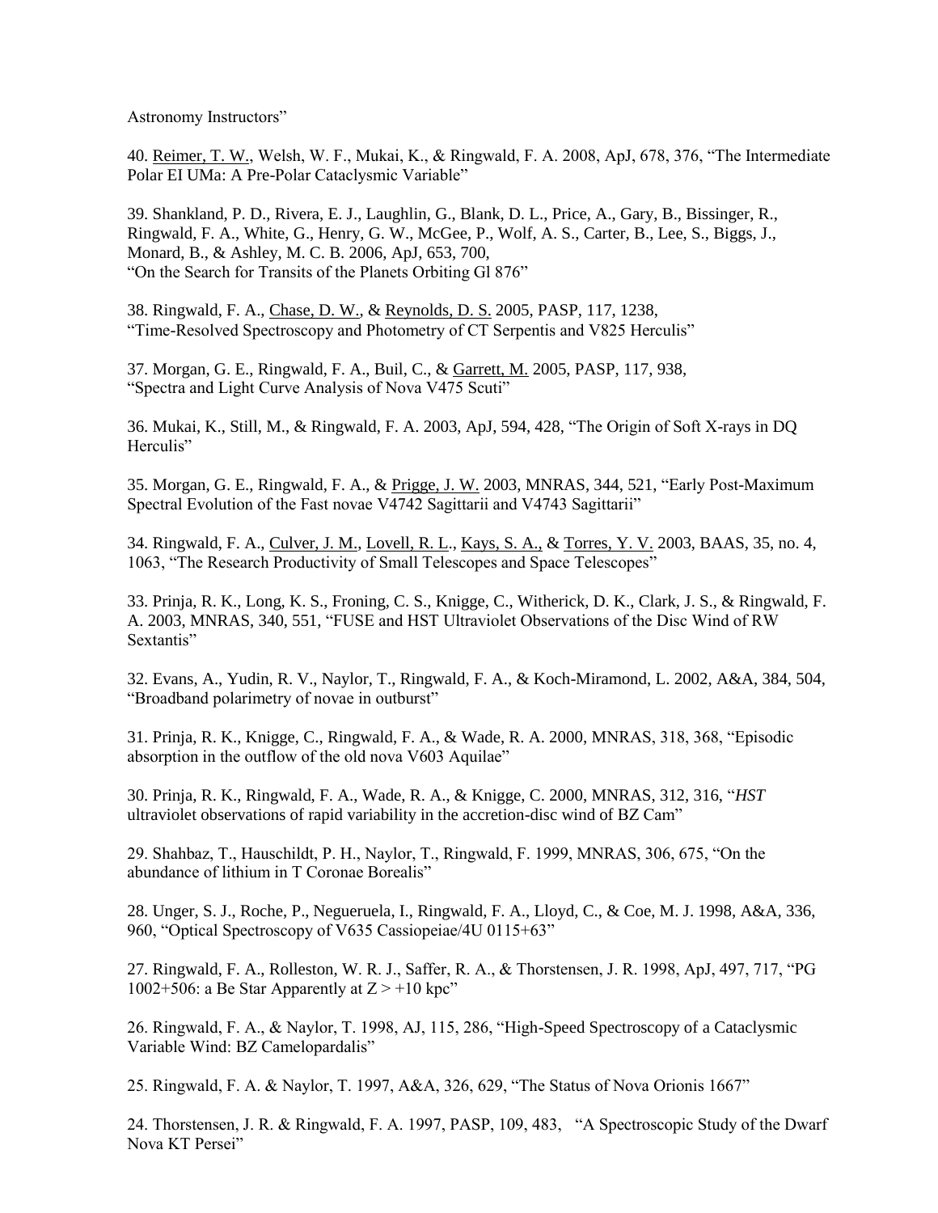Astronomy Instructors"

40. Reimer, T. W., Welsh, W. F., Mukai, K., & Ringwald, F. A. 2008, ApJ, 678, 376, "The Intermediate Polar EI UMa: A Pre-Polar Cataclysmic Variable"

39. Shankland, P. D., Rivera, E. J., Laughlin, G., Blank, D. L., Price, A., Gary, B., Bissinger, R., Ringwald, F. A., White, G., Henry, G. W., McGee, P., Wolf, A. S., Carter, B., Lee, S., Biggs, J., Monard, B., & Ashley, M. C. B. 2006, ApJ, 653, 700, "On the Search for Transits of the Planets Orbiting Gl 876"

38. Ringwald, F. A., Chase, D. W., & Reynolds, D. S. 2005, PASP, 117, 1238, "Time-Resolved Spectroscopy and Photometry of CT Serpentis and V825 Herculis"

37. Morgan, G. E., Ringwald, F. A., Buil, C., & Garrett, M. 2005, PASP, 117, 938, "Spectra and Light Curve Analysis of Nova V475 Scuti"

36. Mukai, K., Still, M., & Ringwald, F. A. 2003, ApJ, 594, 428, "The Origin of Soft X-rays in DQ Herculis"

35. Morgan, G. E., Ringwald, F. A., & Prigge, J. W. 2003, MNRAS, 344, 521, "Early Post-Maximum Spectral Evolution of the Fast novae V4742 Sagittarii and V4743 Sagittarii"

34. Ringwald, F. A., Culver, J. M., Lovell, R. L., Kays, S. A., & Torres, Y. V. 2003, BAAS, 35, no. 4, 1063, "The Research Productivity of Small Telescopes and Space Telescopes"

33. Prinja, R. K., Long, K. S., Froning, C. S., Knigge, C., Witherick, D. K., Clark, J. S., & Ringwald, F. A. 2003, MNRAS, 340, 551, "FUSE and HST Ultraviolet Observations of the Disc Wind of RW Sextantis"

32. Evans, A., Yudin, R. V., Naylor, T., Ringwald, F. A., & Koch-Miramond, L. 2002, A&A, 384, 504, "Broadband polarimetry of novae in outburst"

31. Prinja, R. K., Knigge, C., Ringwald, F. A., & Wade, R. A. 2000, MNRAS, 318, 368, "Episodic absorption in the outflow of the old nova V603 Aquilae"

30. Prinja, R. K., Ringwald, F. A., Wade, R. A., & Knigge, C. 2000, MNRAS, 312, 316, "*HST* ultraviolet observations of rapid variability in the accretion-disc wind of BZ Cam"

29. Shahbaz, T., Hauschildt, P. H., Naylor, T., Ringwald, F. 1999, MNRAS, 306, 675, "On the abundance of lithium in T Coronae Borealis"

28. Unger, S. J., Roche, P., Negueruela, I., Ringwald, F. A., Lloyd, C., & Coe, M. J. 1998, A&A, 336, 960, "Optical Spectroscopy of V635 Cassiopeiae/4U 0115+63"

27. Ringwald, F. A., Rolleston, W. R. J., Saffer, R. A., & Thorstensen, J. R. 1998, ApJ, 497, 717, "PG 1002+506: a Be Star Apparently at $Z > +10$ kpc"

26. Ringwald, F. A., & Naylor, T. 1998, AJ, 115, 286, "High-Speed Spectroscopy of a Cataclysmic Variable Wind: BZ Camelopardalis"

25. Ringwald, F. A. & Naylor, T. 1997, A&A, 326, 629, "The Status of Nova Orionis 1667"

24. Thorstensen, J. R. & Ringwald, F. A. 1997, PASP, 109, 483, "A Spectroscopic Study of the Dwarf Nova KT Persei"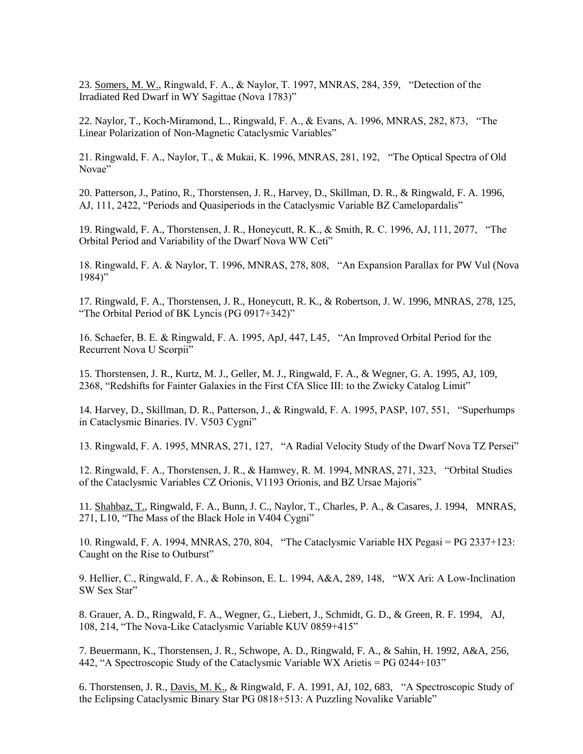23. <u>Somers, M. W.</u>, Ringwald, F. A., & Naylor, T. 1997, MNRAS, 284, 359, "Detection of the Irradiated Red Dwarf in WY Sagittae (Nova 1783)"

22. Naylor, T., Koch-Miramond, L., Ringwald, F. A., & Evans, A. 1996, MNRAS, 282, 873, "The Linear Polarization of Non-Magnetic Cataclysmic Variables"

21. Ringwald, F. A., Naylor, T., & Mukai, K. 1996, MNRAS, 281, 192, "The Optical Spectra of Old Novae"

20. Patterson, J., Patino, R., Thorstensen, J. R., Harvey, D., Skillman, D. R., & Ringwald, F. A. 1996, AJ, 111, 2422, "Periods and Quasiperiods in the Cataclysmic Variable BZ Camelopardalis"

19. Ringwald, F. A., Thorstensen, J. R., Honeycutt, R. K., & Smith, R. C. 1996, AJ, 111, 2077, "The Orbital Period and Variability of the Dwarf Nova WW Ceti"

18. Ringwald, F. A. & Naylor, T. 1996, MNRAS, 278, 808, "An Expansion Parallax for PW Vul (Nova 1984)"

17. Ringwald, F. A., Thorstensen, J. R., Honeycutt, R. K., & Robertson, J. W. 1996, MNRAS, 278, 125, "The Orbital Period of BK Lyncis (PG 0917+342)"

16. Schaefer, B. E. & Ringwald, F. A. 1995, ApJ, 447, L45, "An Improved Orbital Period for the Recurrent Nova U Scorpii"

15. Thorstensen, J. R., Kurtz, M. J., Geller, M. J., Ringwald, F. A., & Wegner, G. A. 1995, AJ, 109, 2368, "Redshifts for Fainter Galaxies in the First CfA Slice III: to the Zwicky Catalog Limit"

14. Harvey, D., Skillman, D. R., Patterson, J., & Ringwald, F. A. 1995, PASP, 107, 551, "Superhumps in Cataclysmic Binaries. IV. V503 Cygni"

13. Ringwald, F. A. 1995, MNRAS, 271, 127, "A Radial Velocity Study of the Dwarf Nova TZ Persei"

12. Ringwald, F. A., Thorstensen, J. R., & Hamwey, R. M. 1994, MNRAS, 271, 323, "Orbital Studies of the Cataclysmic Variables CZ Orionis, V1193 Orionis, and BZ Ursae Majoris"

11. <u>Shahbaz, T.</u>, Ringwald, F. A., Bunn, J. C., Naylor, T., Charles, P. A., & Casares, J. 1994, MNRAS, 271, L10, "The Mass of the Black Hole in V404 Cygni"

10. Ringwald, F. A. 1994, MNRAS, 270, 804, "The Cataclysmic Variable HX Pegasi = PG 2337+123: Caught on the Rise to Outburst"

9. Hellier, C., Ringwald, F. A., & Robinson, E. L. 1994, A&A, 289, 148, "WX Ari: A Low-Inclination SW Sex Star"

8. Grauer, A. D., Ringwald, F. A., Wegner, G., Liebert, J., Schmidt, G. D., & Green, R. F. 1994, AJ, 108, 214, "The Nova-Like Cataclysmic Variable KUV 0859+415"

7. Beuermann, K., Thorstensen, J. R., Schwope, A. D., Ringwald, F. A., & Sahin, H. 1992, A&A, 256, 442, "A Spectroscopic Study of the Cataclysmic Variable WX Arietis = PG 0244+103"

6. Thorstensen, J. R., <u>Davis, M. K.</u>, & Ringwald, F. A. 1991, AJ, 102, 683, "A Spectroscopic Study of the Eclipsing Cataclysmic Binary Star PG 0818+513: A Puzzling Novalike Variable"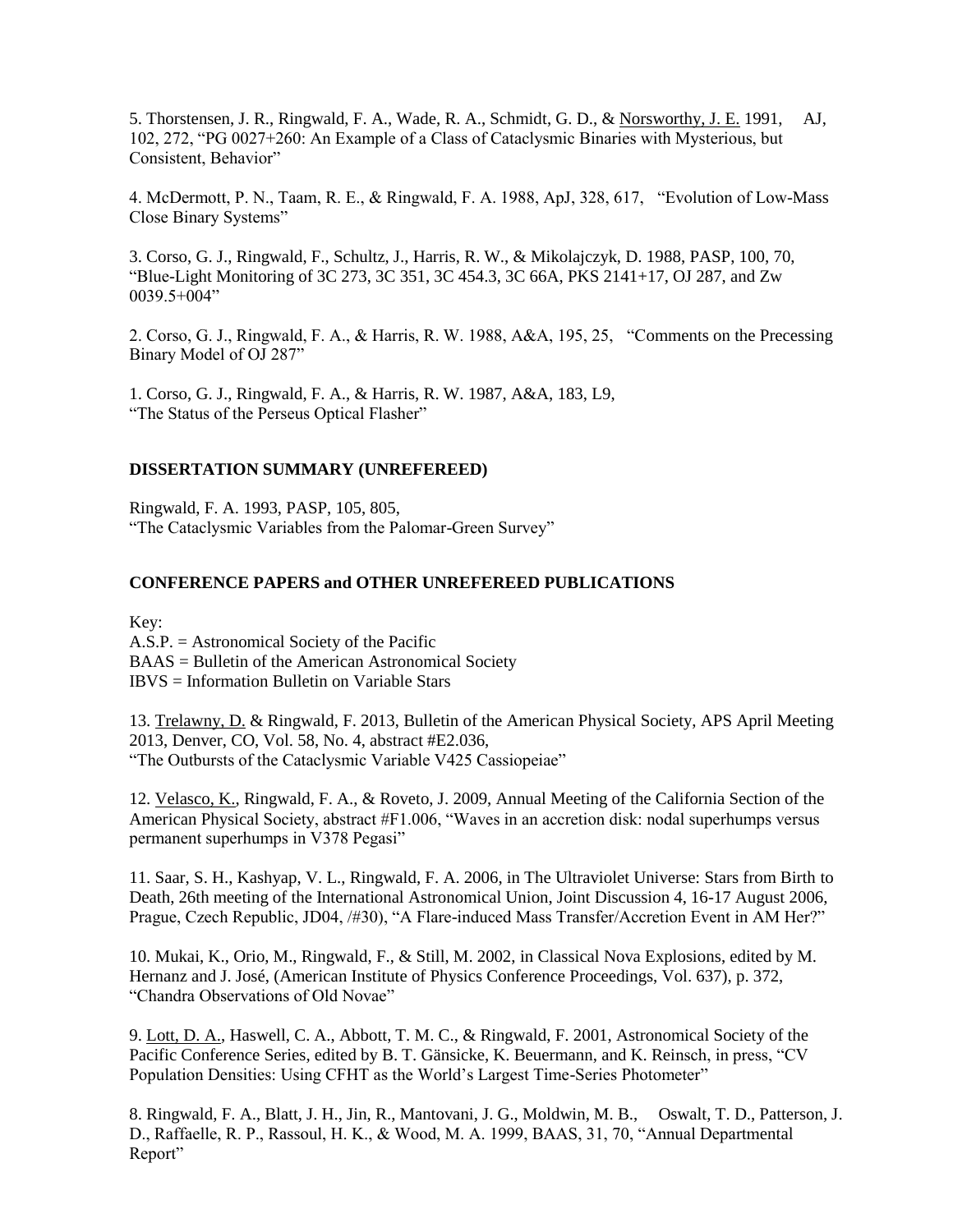5. Thorstensen, J. R., Ringwald, F. A., Wade, R. A., Schmidt, G. D., & Norsworthy, J. E. 1991, AJ, 102, 272, "PG 0027+260: An Example of a Class of Cataclysmic Binaries with Mysterious, but Consistent, Behavior"

4. McDermott, P. N., Taam, R. E., & Ringwald, F. A. 1988, ApJ, 328, 617, "Evolution of Low-Mass Close Binary Systems"

3. Corso, G. J., Ringwald, F., Schultz, J., Harris, R. W., & Mikolajczyk, D. 1988, PASP, 100, 70, "Blue-Light Monitoring of 3C 273, 3C 351, 3C 454.3, 3C 66A, PKS 2141+17, OJ 287, and Zw 0039.5+004"

2. Corso, G. J., Ringwald, F. A., & Harris, R. W. 1988, A&A, 195, 25, "Comments on the Precessing Binary Model of OJ 287"

1. Corso, G. J., Ringwald, F. A., & Harris, R. W. 1987, A&A, 183, L9, "The Status of the Perseus Optical Flasher"

**DISSERTATION SUMMARY (UNREFEREED)**

Ringwald, F. A. 1993, PASP, 105, 805, "The Cataclysmic Variables from the Palomar-Green Survey"

**CONFERENCE PAPERS and OTHER UNREFEREED PUBLICATIONS**

Key:
A.S.P. = Astronomical Society of the Pacific
BAAS = Bulletin of the American Astronomical Society
IBVS = Information Bulletin on Variable Stars

13. Trelawny, D. & Ringwald, F. 2013, Bulletin of the American Physical Society, APS April Meeting 2013, Denver, CO, Vol. 58, No. 4, abstract #E2.036, "The Outbursts of the Cataclysmic Variable V425 Cassiopeiae"

12. Velasco, K., Ringwald, F. A., & Roveto, J. 2009, Annual Meeting of the California Section of the American Physical Society, abstract #F1.006, "Waves in an accretion disk: nodal superhumps versus permanent superhumps in V378 Pegasi"

11. Saar, S. H., Kashyap, V. L., Ringwald, F. A. 2006, in The Ultraviolet Universe: Stars from Birth to Death, 26th meeting of the International Astronomical Union, Joint Discussion 4, 16-17 August 2006, Prague, Czech Republic, JD04, /#30), "A Flare-induced Mass Transfer/Accretion Event in AM Her?"

10. Mukai, K., Orio, M., Ringwald, F., & Still, M. 2002, in Classical Nova Explosions, edited by M. Hernanz and J. José, (American Institute of Physics Conference Proceedings, Vol. 637), p. 372, "Chandra Observations of Old Novae"

9. Lott, D. A., Haswell, C. A., Abbott, T. M. C., & Ringwald, F. 2001, Astronomical Society of the Pacific Conference Series, edited by B. T. Gänsicke, K. Beuermann, and K. Reinsch, in press, "CV Population Densities: Using CFHT as the World's Largest Time-Series Photometer"

8. Ringwald, F. A., Blatt, J. H., Jin, R., Mantovani, J. G., Moldwin, M. B., Oswalt, T. D., Patterson, J. D., Raffaelle, R. P., Rassoul, H. K., & Wood, M. A. 1999, BAAS, 31, 70, "Annual Departmental Report"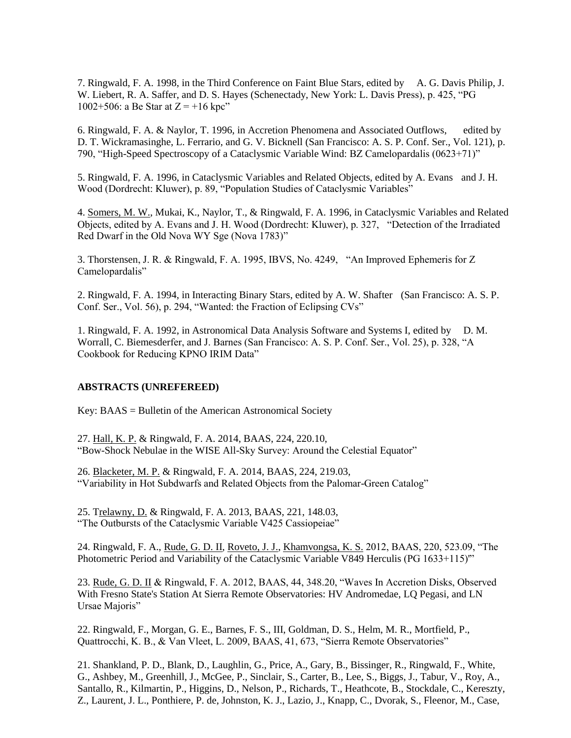7. Ringwald, F. A. 1998, in the Third Conference on Faint Blue Stars, edited by A. G. Davis Philip, J. W. Liebert, R. A. Saffer, and D. S. Hayes (Schenectady, New York: L. Davis Press), p. 425, "PG 1002+506: a Be Star at Z = +16 kpc"

6. Ringwald, F. A. & Naylor, T. 1996, in Accretion Phenomena and Associated Outflows, edited by D. T. Wickramasinghe, L. Ferrario, and G. V. Bicknell (San Francisco: A. S. P. Conf. Ser., Vol. 121), p. 790, "High-Speed Spectroscopy of a Cataclysmic Variable Wind: BZ Camelopardalis (0623+71)"

5. Ringwald, F. A. 1996, in Cataclysmic Variables and Related Objects, edited by A. Evans and J. H. Wood (Dordrecht: Kluwer), p. 89, "Population Studies of Cataclysmic Variables"

4. <u>Somers, M. W.</u>, Mukai, K., Naylor, T., & Ringwald, F. A. 1996, in Cataclysmic Variables and Related Objects, edited by A. Evans and J. H. Wood (Dordrecht: Kluwer), p. 327, "Detection of the Irradiated Red Dwarf in the Old Nova WY Sge (Nova 1783)"

3. Thorstensen, J. R. & Ringwald, F. A. 1995, IBVS, No. 4249, "An Improved Ephemeris for Z Camelopardalis"

2. Ringwald, F. A. 1994, in Interacting Binary Stars, edited by A. W. Shafter (San Francisco: A. S. P. Conf. Ser., Vol. 56), p. 294, "Wanted: the Fraction of Eclipsing CVs"

1. Ringwald, F. A. 1992, in Astronomical Data Analysis Software and Systems I, edited by D. M. Worrall, C. Biemesderfer, and J. Barnes (San Francisco: A. S. P. Conf. Ser., Vol. 25), p. 328, "A Cookbook for Reducing KPNO IRIM Data"

**ABSTRACTS (UNREFEREED)**

Key: BAAS = Bulletin of the American Astronomical Society

27. <u>Hall, K. P.</u> & Ringwald, F. A. 2014, BAAS, 224, 220.10, "Bow-Shock Nebulae in the WISE All-Sky Survey: Around the Celestial Equator"

26. <u>Blacketer, M. P.</u> & Ringwald, F. A. 2014, BAAS, 224, 219.03, "Variability in Hot Subdwarfs and Related Objects from the Palomar-Green Catalog"

25. T<u>relawny, D.</u> & Ringwald, F. A. 2013, BAAS, 221, 148.03, "The Outbursts of the Cataclysmic Variable V425 Cassiopeiae"

24. Ringwald, F. A., <u>Rude, G. D. II</u>, <u>Roveto, J. J.</u>, <u>Khamvongsa, K. S.</u> 2012, BAAS, 220, 523.09, "The Photometric Period and Variability of the Cataclysmic Variable V849 Herculis (PG 1633+115)"

23. <u>Rude, G. D. II</u> & Ringwald, F. A. 2012, BAAS, 44, 348.20, "Waves In Accretion Disks, Observed With Fresno State's Station At Sierra Remote Observatories: HV Andromedae, LQ Pegasi, and LN Ursae Majoris"

22. Ringwald, F., Morgan, G. E., Barnes, F. S., III, Goldman, D. S., Helm, M. R., Mortfield, P., Quattrocchi, K. B., & Van Vleet, L. 2009, BAAS, 41, 673, "Sierra Remote Observatories"

21. Shankland, P. D., Blank, D., Laughlin, G., Price, A., Gary, B., Bissinger, R., Ringwald, F., White, G., Ashbey, M., Greenhill, J., McGee, P., Sinclair, S., Carter, B., Lee, S., Biggs, J., Tabur, V., Roy, A., Santallo, R., Kilmartin, P., Higgins, D., Nelson, P., Richards, T., Heathcote, B., Stockdale, C., Kereszty, Z., Laurent, J. L., Ponthiere, P. de, Johnston, K. J., Lazio, J., Knapp, C., Dvorak, S., Fleenor, M., Case,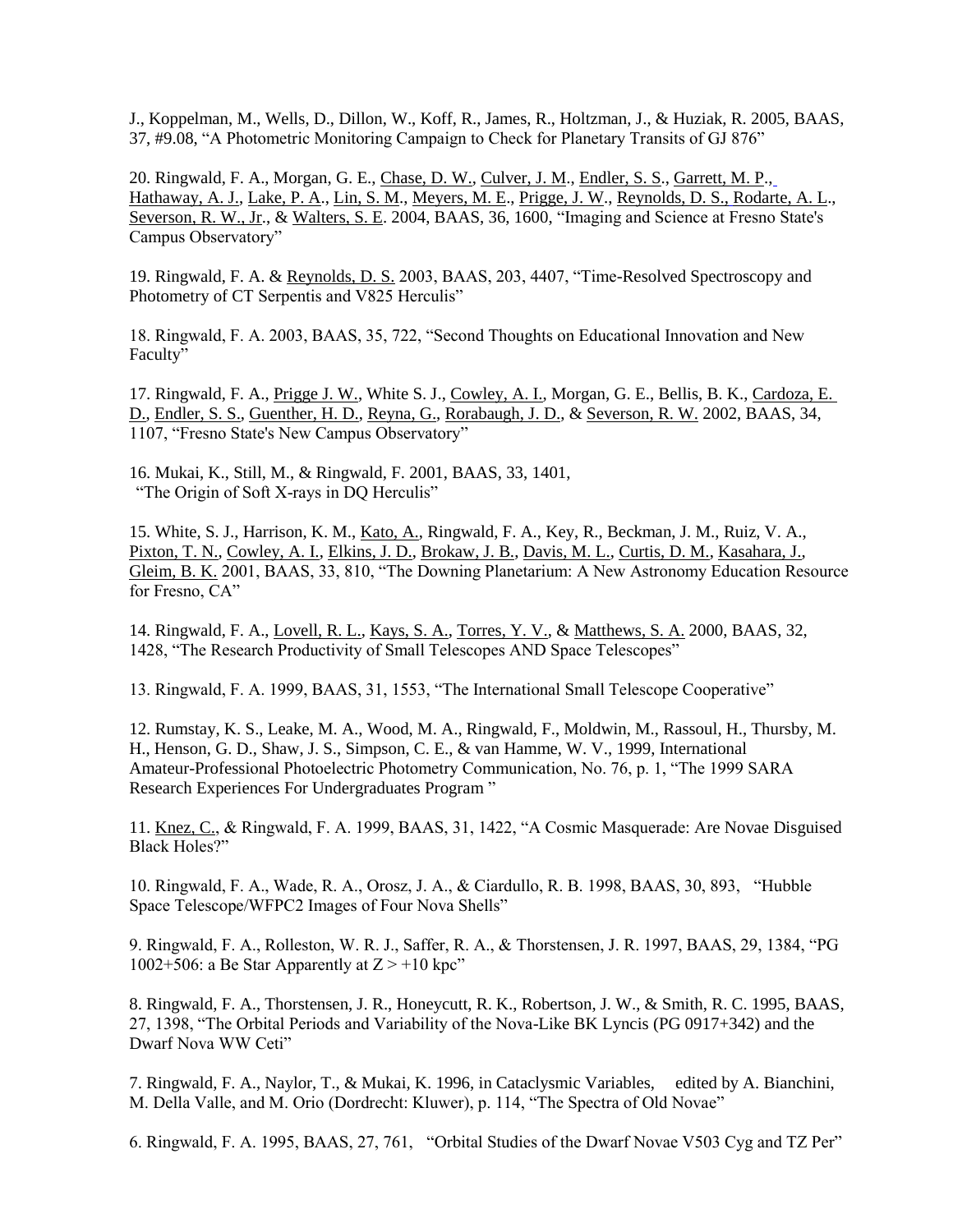J., Koppelman, M., Wells, D., Dillon, W., Koff, R., James, R., Holtzman, J., & Huziak, R. 2005, BAAS, 37, #9.08, "A Photometric Monitoring Campaign to Check for Planetary Transits of GJ 876"

20. Ringwald, F. A., Morgan, G. E., Chase, D. W., Culver, J. M., Endler, S. S., Garrett, M. P., Hathaway, A. J., Lake, P. A., Lin, S. M., Meyers, M. E., Prigge, J. W., Reynolds, D. S., Rodarte, A. L., Severson, R. W., Jr., & Walters, S. E. 2004, BAAS, 36, 1600, "Imaging and Science at Fresno State's Campus Observatory"

19. Ringwald, F. A. & Reynolds, D. S. 2003, BAAS, 203, 4407, "Time-Resolved Spectroscopy and Photometry of CT Serpentis and V825 Herculis"

18. Ringwald, F. A. 2003, BAAS, 35, 722, "Second Thoughts on Educational Innovation and New Faculty"

17. Ringwald, F. A., Prigge J. W., White S. J., Cowley, A. I., Morgan, G. E., Bellis, B. K., Cardoza, E. D., Endler, S. S., Guenther, H. D., Reyna, G., Rorabaugh, J. D., & Severson, R. W. 2002, BAAS, 34, 1107, "Fresno State's New Campus Observatory"

16. Mukai, K., Still, M., & Ringwald, F. 2001, BAAS, 33, 1401, "The Origin of Soft X-rays in DQ Herculis"

15. White, S. J., Harrison, K. M., Kato, A., Ringwald, F. A., Key, R., Beckman, J. M., Ruiz, V. A., Pixton, T. N., Cowley, A. I., Elkins, J. D., Brokaw, J. B., Davis, M. L., Curtis, D. M., Kasahara, J., Gleim, B. K. 2001, BAAS, 33, 810, "The Downing Planetarium: A New Astronomy Education Resource for Fresno, CA"

14. Ringwald, F. A., Lovell, R. L., Kays, S. A., Torres, Y. V., & Matthews, S. A. 2000, BAAS, 32, 1428, "The Research Productivity of Small Telescopes AND Space Telescopes"

13. Ringwald, F. A. 1999, BAAS, 31, 1553, "The International Small Telescope Cooperative"

12. Rumstay, K. S., Leake, M. A., Wood, M. A., Ringwald, F., Moldwin, M., Rassoul, H., Thursby, M. H., Henson, G. D., Shaw, J. S., Simpson, C. E., & van Hamme, W. V., 1999, International Amateur-Professional Photoelectric Photometry Communication, No. 76, p. 1, "The 1999 SARA Research Experiences For Undergraduates Program "

11. Knez, C., & Ringwald, F. A. 1999, BAAS, 31, 1422, "A Cosmic Masquerade: Are Novae Disguised Black Holes?"

10. Ringwald, F. A., Wade, R. A., Orosz, J. A., & Ciardullo, R. B. 1998, BAAS, 30, 893, "Hubble Space Telescope/WFPC2 Images of Four Nova Shells"

9. Ringwald, F. A., Rolleston, W. R. J., Saffer, R. A., & Thorstensen, J. R. 1997, BAAS, 29, 1384, "PG 1002+506: a Be Star Apparently at Z > +10 kpc"

8. Ringwald, F. A., Thorstensen, J. R., Honeycutt, R. K., Robertson, J. W., & Smith, R. C. 1995, BAAS, 27, 1398, "The Orbital Periods and Variability of the Nova-Like BK Lyncis (PG 0917+342) and the Dwarf Nova WW Ceti"

7. Ringwald, F. A., Naylor, T., & Mukai, K. 1996, in Cataclysmic Variables, edited by A. Bianchini, M. Della Valle, and M. Orio (Dordrecht: Kluwer), p. 114, "The Spectra of Old Novae"

6. Ringwald, F. A. 1995, BAAS, 27, 761, "Orbital Studies of the Dwarf Novae V503 Cyg and TZ Per"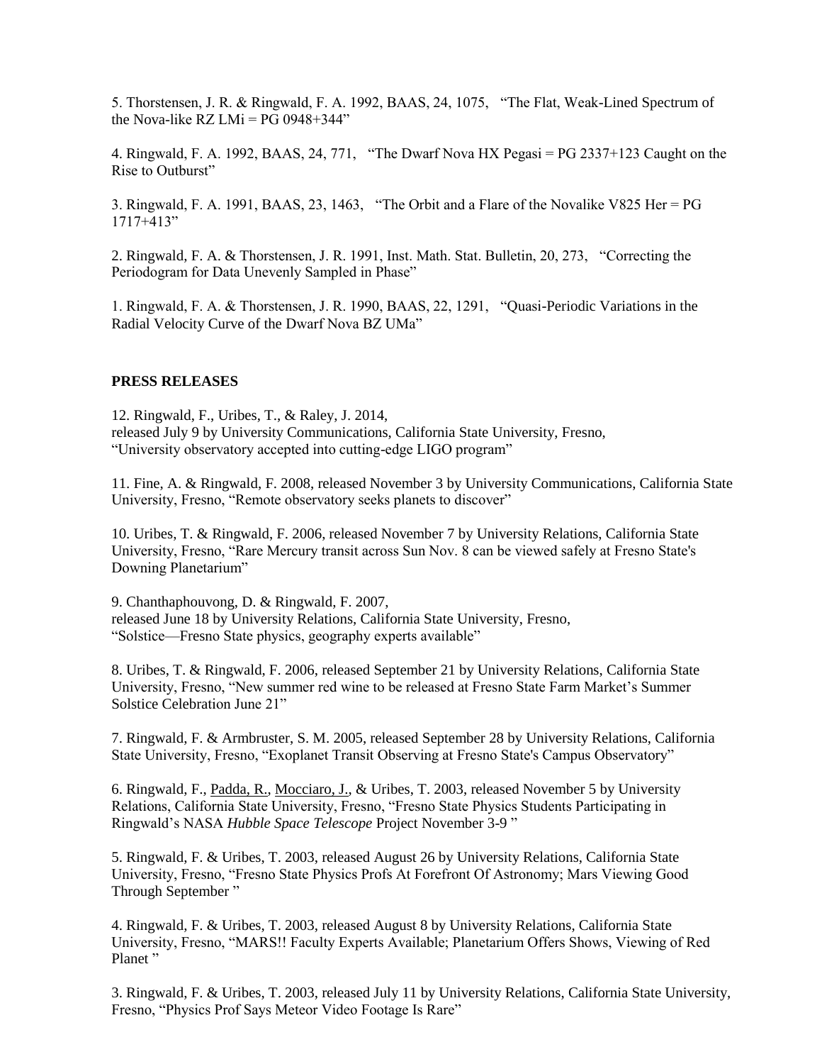5. Thorstensen, J. R. & Ringwald, F. A. 1992, BAAS, 24, 1075, "The Flat, Weak-Lined Spectrum of the Nova-like RZ LMi = PG 0948+344"

4. Ringwald, F. A. 1992, BAAS, 24, 771, "The Dwarf Nova HX Pegasi = PG 2337+123 Caught on the Rise to Outburst"

3. Ringwald, F. A. 1991, BAAS, 23, 1463, "The Orbit and a Flare of the Novalike V825 Her = PG 1717+413"

2. Ringwald, F. A. & Thorstensen, J. R. 1991, Inst. Math. Stat. Bulletin, 20, 273, "Correcting the Periodogram for Data Unevenly Sampled in Phase"

1. Ringwald, F. A. & Thorstensen, J. R. 1990, BAAS, 22, 1291, "Quasi-Periodic Variations in the Radial Velocity Curve of the Dwarf Nova BZ UMa"

**PRESS RELEASES**

12. Ringwald, F., Uribes, T., & Raley, J. 2014,
released July 9 by University Communications, California State University, Fresno,
"University observatory accepted into cutting-edge LIGO program"

11. Fine, A. & Ringwald, F. 2008, released November 3 by University Communications, California State University, Fresno, "Remote observatory seeks planets to discover"

10. Uribes, T. & Ringwald, F. 2006, released November 7 by University Relations, California State University, Fresno, "Rare Mercury transit across Sun Nov. 8 can be viewed safely at Fresno State's Downing Planetarium"

9. Chanthaphouvong, D. & Ringwald, F. 2007,
released June 18 by University Relations, California State University, Fresno,
"Solstice—Fresno State physics, geography experts available"

8. Uribes, T. & Ringwald, F. 2006, released September 21 by University Relations, California State University, Fresno, "New summer red wine to be released at Fresno State Farm Market's Summer Solstice Celebration June 21"

7. Ringwald, F. & Armbruster, S. M. 2005, released September 28 by University Relations, California State University, Fresno, "Exoplanet Transit Observing at Fresno State's Campus Observatory"

6. Ringwald, F., Padda, R., Mocciaro, J., & Uribes, T. 2003, released November 5 by University Relations, California State University, Fresno, "Fresno State Physics Students Participating in Ringwald's NASA *Hubble Space Telescope* Project November 3-9 "

5. Ringwald, F. & Uribes, T. 2003, released August 26 by University Relations, California State University, Fresno, "Fresno State Physics Profs At Forefront Of Astronomy; Mars Viewing Good Through September "

4. Ringwald, F. & Uribes, T. 2003, released August 8 by University Relations, California State University, Fresno, "MARS!! Faculty Experts Available; Planetarium Offers Shows, Viewing of Red Planet "

3. Ringwald, F. & Uribes, T. 2003, released July 11 by University Relations, California State University, Fresno, "Physics Prof Says Meteor Video Footage Is Rare"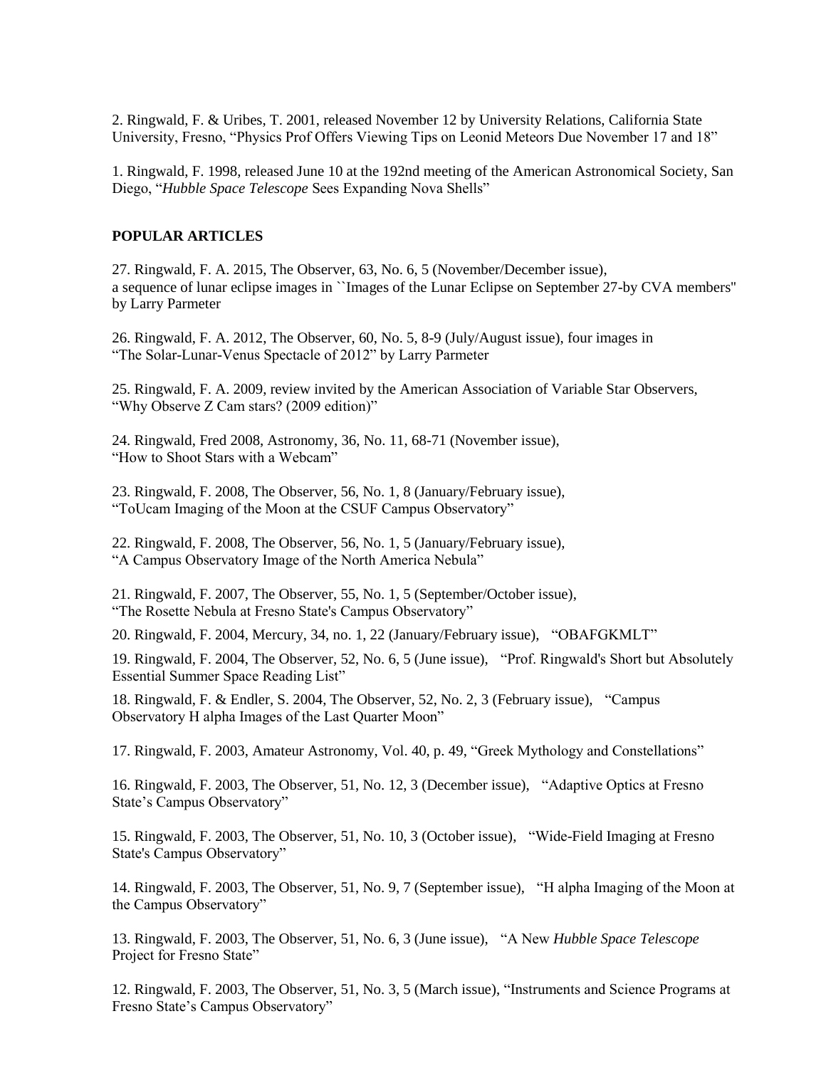2. Ringwald, F. & Uribes, T. 2001, released November 12 by University Relations, California State University, Fresno, “Physics Prof Offers Viewing Tips on Leonid Meteors Due November 17 and 18”

1. Ringwald, F. 1998, released June 10 at the 192nd meeting of the American Astronomical Society, San Diego, “*Hubble Space Telescope* Sees Expanding Nova Shells”

**POPULAR ARTICLES**

27. Ringwald, F. A. 2015, The Observer, 63, No. 6, 5 (November/December issue), a sequence of lunar eclipse images in ``Images of the Lunar Eclipse on September 27-by CVA members'' by Larry Parmeter

26. Ringwald, F. A. 2012, The Observer, 60, No. 5, 8-9 (July/August issue), four images in “The Solar-Lunar-Venus Spectacle of 2012” by Larry Parmeter

25. Ringwald, F. A. 2009, review invited by the American Association of Variable Star Observers, “Why Observe Z Cam stars? (2009 edition)”

24. Ringwald, Fred 2008, Astronomy, 36, No. 11, 68-71 (November issue), “How to Shoot Stars with a Webcam”

23. Ringwald, F. 2008, The Observer, 56, No. 1, 8 (January/February issue), “ToUcam Imaging of the Moon at the CSUF Campus Observatory”

22. Ringwald, F. 2008, The Observer, 56, No. 1, 5 (January/February issue), “A Campus Observatory Image of the North America Nebula”

21. Ringwald, F. 2007, The Observer, 55, No. 1, 5 (September/October issue), “The Rosette Nebula at Fresno State's Campus Observatory”

20. Ringwald, F. 2004, Mercury, 34, no. 1, 22 (January/February issue), “OBAFGKMLT”

19. Ringwald, F. 2004, The Observer, 52, No. 6, 5 (June issue), “Prof. Ringwald's Short but Absolutely Essential Summer Space Reading List”

18. Ringwald, F. & Endler, S. 2004, The Observer, 52, No. 2, 3 (February issue), “Campus Observatory H alpha Images of the Last Quarter Moon”

17. Ringwald, F. 2003, Amateur Astronomy, Vol. 40, p. 49, “Greek Mythology and Constellations”

16. Ringwald, F. 2003, The Observer, 51, No. 12, 3 (December issue), “Adaptive Optics at Fresno State’s Campus Observatory”

15. Ringwald, F. 2003, The Observer, 51, No. 10, 3 (October issue), “Wide-Field Imaging at Fresno State's Campus Observatory”

14. Ringwald, F. 2003, The Observer, 51, No. 9, 7 (September issue), “H alpha Imaging of the Moon at the Campus Observatory”

13. Ringwald, F. 2003, The Observer, 51, No. 6, 3 (June issue), “A New *Hubble Space Telescope* Project for Fresno State”

12. Ringwald, F. 2003, The Observer, 51, No. 3, 5 (March issue), “Instruments and Science Programs at Fresno State’s Campus Observatory”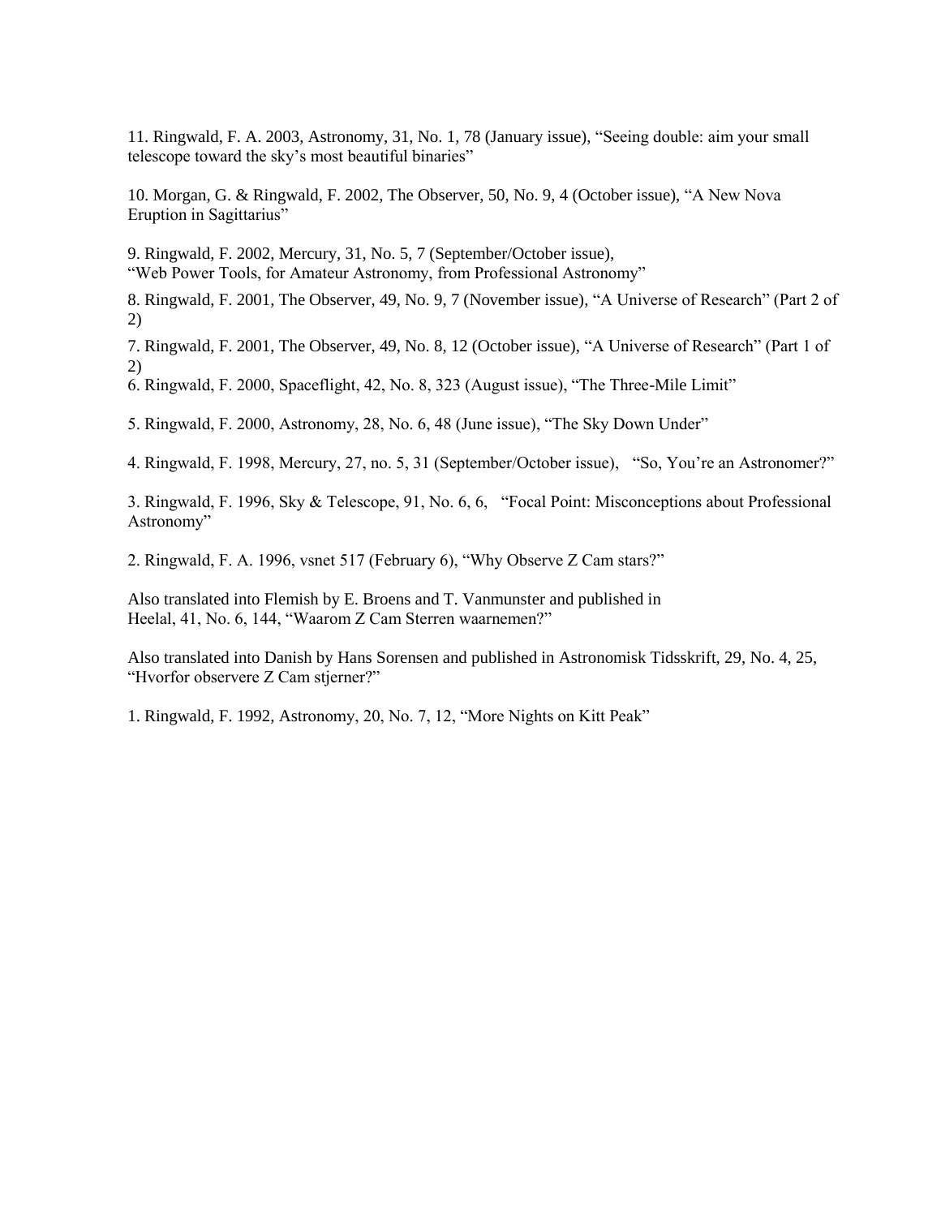11. Ringwald, F. A. 2003, Astronomy, 31, No. 1, 78 (January issue), “Seeing double: aim your small telescope toward the sky’s most beautiful binaries”

10. Morgan, G. & Ringwald, F. 2002, The Observer, 50, No. 9, 4 (October issue), “A New Nova Eruption in Sagittarius”

9. Ringwald, F. 2002, Mercury, 31, No. 5, 7 (September/October issue), “Web Power Tools, for Amateur Astronomy, from Professional Astronomy”

8. Ringwald, F. 2001, The Observer, 49, No. 9, 7 (November issue), “A Universe of Research” (Part 2 of 2)

7. Ringwald, F. 2001, The Observer, 49, No. 8, 12 (October issue), “A Universe of Research” (Part 1 of 2)

6. Ringwald, F. 2000, Spaceflight, 42, No. 8, 323 (August issue), “The Three-Mile Limit”

5. Ringwald, F. 2000, Astronomy, 28, No. 6, 48 (June issue), “The Sky Down Under”

4. Ringwald, F. 1998, Mercury, 27, no. 5, 31 (September/October issue), “So, You’re an Astronomer?”

3. Ringwald, F. 1996, Sky & Telescope, 91, No. 6, 6, “Focal Point: Misconceptions about Professional Astronomy”

2. Ringwald, F. A. 1996, vsnet 517 (February 6), “Why Observe Z Cam stars?”

Also translated into Flemish by E. Broens and T. Vanmunster and published in Heelal, 41, No. 6, 144, “Waarom Z Cam Sterren waarnemen?”

Also translated into Danish by Hans Sorensen and published in Astronomisk Tidsskrift, 29, No. 4, 25, “Hvorfor observere Z Cam stjerner?”

1. Ringwald, F. 1992, Astronomy, 20, No. 7, 12, “More Nights on Kitt Peak”